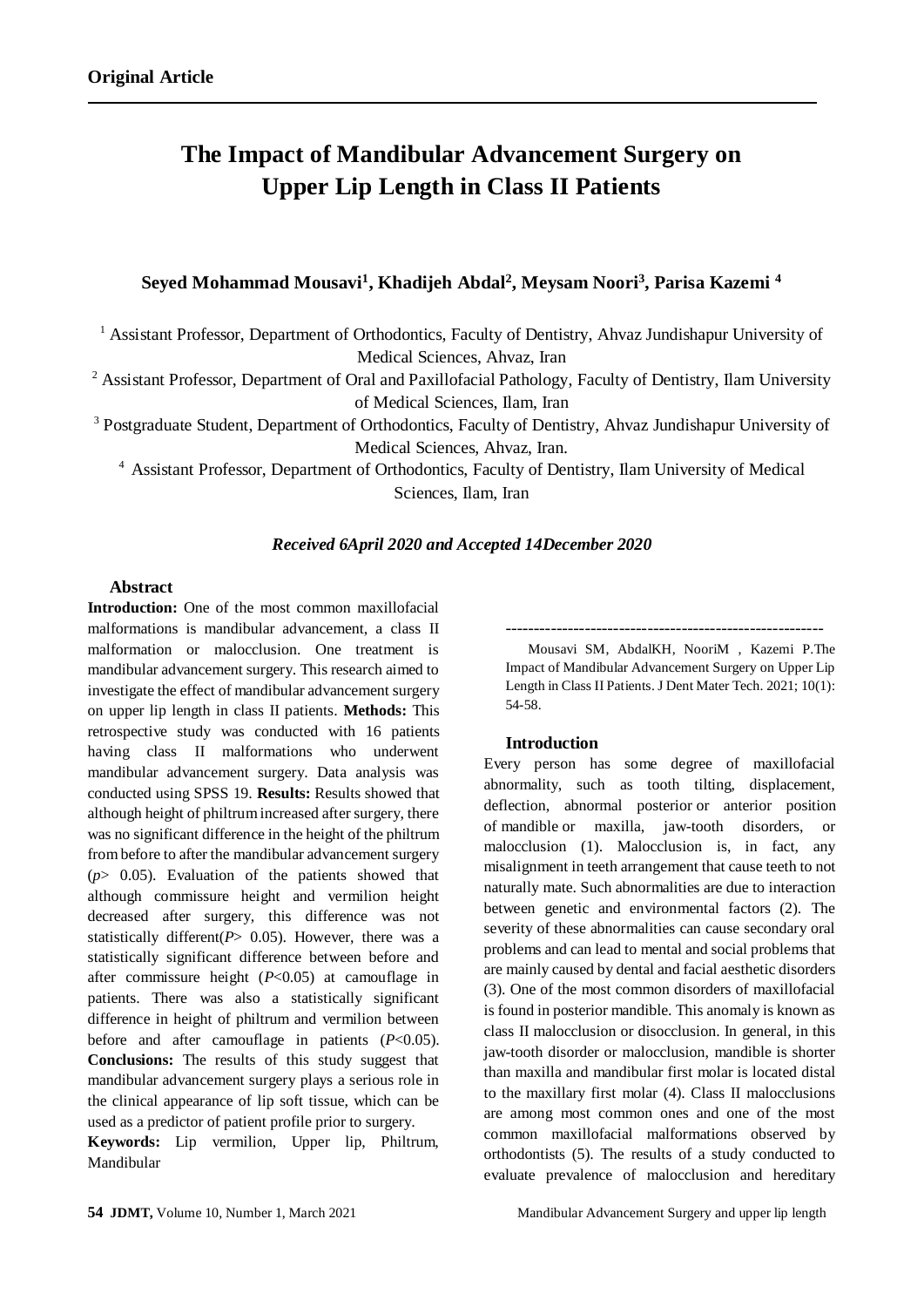**Original Article**

# The Impact of Mandibular Advancement Surgery on Upper Lip Length in Class II Patients

**Seyed Mohammad Mousavi[1], Khadijeh Abdal[2], Meysam Noori[3], Parisa Kazemi [4]**

[1] Assistant Professor, Department of Orthodontics, Faculty of Dentistry, Ahvaz Jundishapur University of Medical Sciences, Ahvaz, Iran

[2] Assistant Professor, Department of Oral and Paxillofacial Pathology, Faculty of Dentistry, Ilam University of Medical Sciences, Ilam, Iran

[3] Postgraduate Student, Department of Orthodontics, Faculty of Dentistry, Ahvaz Jundishapur University of Medical Sciences, Ahvaz, Iran.

[4] Assistant Professor, Department of Orthodontics, Faculty of Dentistry, Ilam University of Medical Sciences, Ilam, Iran

***Received 6April 2020 and Accepted 14December 2020***

### Abstract

**Introduction:** One of the most common maxillofacial malformations is mandibular advancement, a class II malformation or malocclusion. One treatment is mandibular advancement surgery. This research aimed to investigate the effect of mandibular advancement surgery on upper lip length in class II patients. **Methods:** This retrospective study was conducted with 16 patients having class II malformations who underwent mandibular advancement surgery. Data analysis was conducted using SPSS 19. **Results:** Results showed that although height of philtrum increased after surgery, there was no significant difference in the height of the philtrum from before to after the mandibular advancement surgery ($p > 0.05$). Evaluation of the patients showed that although commissure height and vermilion height decreased after surgery, this difference was not statistically different($P > 0.05$). However, there was a statistically significant difference between before and after commissure height ($P < 0.05$) at camouflage in patients. There was also a statistically significant difference in height of philtrum and vermilion between before and after camouflage in patients ($P < 0.05$). **Conclusions:** The results of this study suggest that mandibular advancement surgery plays a serious role in the clinical appearance of lip soft tissue, which can be used as a predictor of patient profile prior to surgery.

**Keywords:** Lip vermilion, Upper lip, Philtrum, Mandibular

---

Mousavi SM, AbdalKH, NooriM , Kazemi P.The Impact of Mandibular Advancement Surgery on Upper Lip Length in Class II Patients. J Dent Mater Tech. 2021; 10(1): 54-58.

### Introduction

Every person has some degree of maxillofacial abnormality, such as tooth tilting, displacement, deflection, abnormal posterior or anterior position of mandible or maxilla, jaw-tooth disorders, or malocclusion (1). Malocclusion is, in fact, any misalignment in teeth arrangement that cause teeth to not naturally mate. Such abnormalities are due to interaction between genetic and environmental factors (2). The severity of these abnormalities can cause secondary oral problems and can lead to mental and social problems that are mainly caused by dental and facial aesthetic disorders (3). One of the most common disorders of maxillofacial is found in posterior mandible. This anomaly is known as class II malocclusion or disocclusion. In general, in this jaw-tooth disorder or malocclusion, mandible is shorter than maxilla and mandibular first molar is located distal to the maxillary first molar (4). Class II malocclusions are among most common ones and one of the most common maxillofacial malformations observed by orthodontists (5). The results of a study conducted to evaluate prevalence of malocclusion and hereditary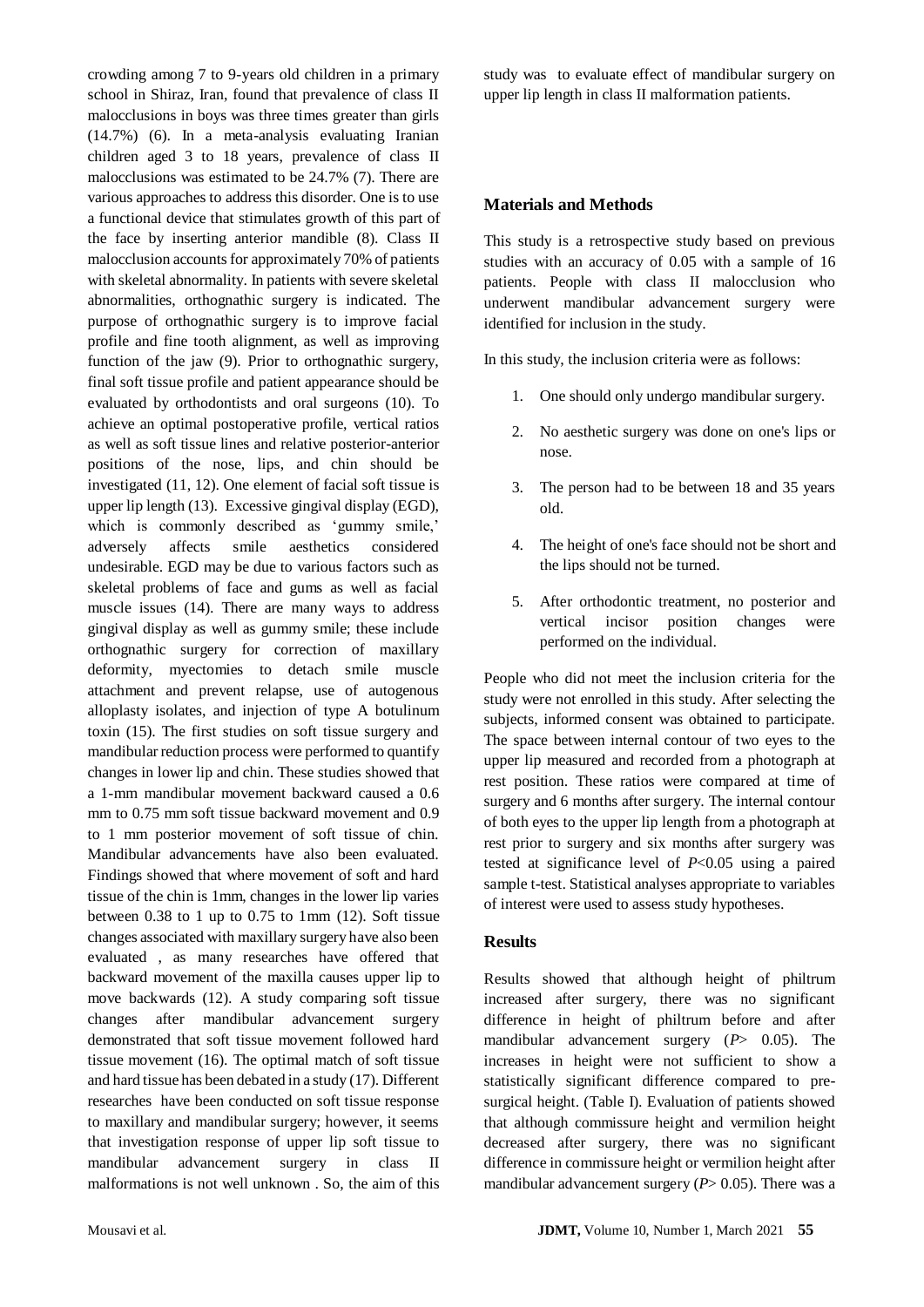crowding among 7 to 9-years old children in a primary school in Shiraz, Iran, found that prevalence of class II malocclusions in boys was three times greater than girls (14.7%) (6). In a meta-analysis evaluating Iranian children aged 3 to 18 years, prevalence of class II malocclusions was estimated to be 24.7% (7). There are various approaches to address this disorder. One is to use a functional device that stimulates growth of this part of the face by inserting anterior mandible (8). Class II malocclusion accounts for approximately 70% of patients with skeletal abnormality. In patients with severe skeletal abnormalities, orthognathic surgery is indicated. The purpose of orthognathic surgery is to improve facial profile and fine tooth alignment, as well as improving function of the jaw (9). Prior to orthognathic surgery, final soft tissue profile and patient appearance should be evaluated by orthodontists and oral surgeons (10). To achieve an optimal postoperative profile, vertical ratios as well as soft tissue lines and relative posterior-anterior positions of the nose, lips, and chin should be investigated (11, 12). One element of facial soft tissue is upper lip length (13). Excessive gingival display (EGD), which is commonly described as 'gummy smile,' adversely affects smile aesthetics considered undesirable. EGD may be due to various factors such as skeletal problems of face and gums as well as facial muscle issues (14). There are many ways to address gingival display as well as gummy smile; these include orthognathic surgery for correction of maxillary deformity, myectomies to detach smile muscle attachment and prevent relapse, use of autogenous alloplasty isolates, and injection of type A botulinum toxin (15). The first studies on soft tissue surgery and mandibular reduction process were performed to quantify changes in lower lip and chin. These studies showed that a 1-mm mandibular movement backward caused a 0.6 mm to 0.75 mm soft tissue backward movement and 0.9 to 1 mm posterior movement of soft tissue of chin. Mandibular advancements have also been evaluated. Findings showed that where movement of soft and hard tissue of the chin is 1mm, changes in the lower lip varies between 0.38 to 1 up to 0.75 to 1mm (12). Soft tissue changes associated with maxillary surgery have also been evaluated , as many researches have offered that backward movement of the maxilla causes upper lip to move backwards (12). A study comparing soft tissue changes after mandibular advancement surgery demonstrated that soft tissue movement followed hard tissue movement (16). The optimal match of soft tissue and hard tissue has been debated in a study (17). Different researches have been conducted on soft tissue response to maxillary and mandibular surgery; however, it seems that investigation response of upper lip soft tissue to mandibular advancement surgery in class II malformations is not well unknown . So, the aim of this study was to evaluate effect of mandibular surgery on upper lip length in class II malformation patients.

## Materials and Methods

This study is a retrospective study based on previous studies with an accuracy of 0.05 with a sample of 16 patients. People with class II malocclusion who underwent mandibular advancement surgery were identified for inclusion in the study.

In this study, the inclusion criteria were as follows:

1. One should only undergo mandibular surgery.
2. No aesthetic surgery was done on one's lips or nose.
3. The person had to be between 18 and 35 years old.
4. The height of one's face should not be short and the lips should not be turned.
5. After orthodontic treatment, no posterior and vertical incisor position changes were performed on the individual.

People who did not meet the inclusion criteria for the study were not enrolled in this study. After selecting the subjects, informed consent was obtained to participate. The space between internal contour of two eyes to the upper lip measured and recorded from a photograph at rest position. These ratios were compared at time of surgery and 6 months after surgery. The internal contour of both eyes to the upper lip length from a photograph at rest prior to surgery and six months after surgery was tested at significance level of $P<0.05$ using a paired sample t-test. Statistical analyses appropriate to variables of interest were used to assess study hypotheses.

## Results

Results showed that although height of philtrum increased after surgery, there was no significant difference in height of philtrum before and after mandibular advancement surgery ($P> 0.05$). The increases in height were not sufficient to show a statistically significant difference compared to pre-surgical height. (Table I). Evaluation of patients showed that although commissure height and vermilion height decreased after surgery, there was no significant difference in commissure height or vermilion height after mandibular advancement surgery ($P> 0.05$). There was a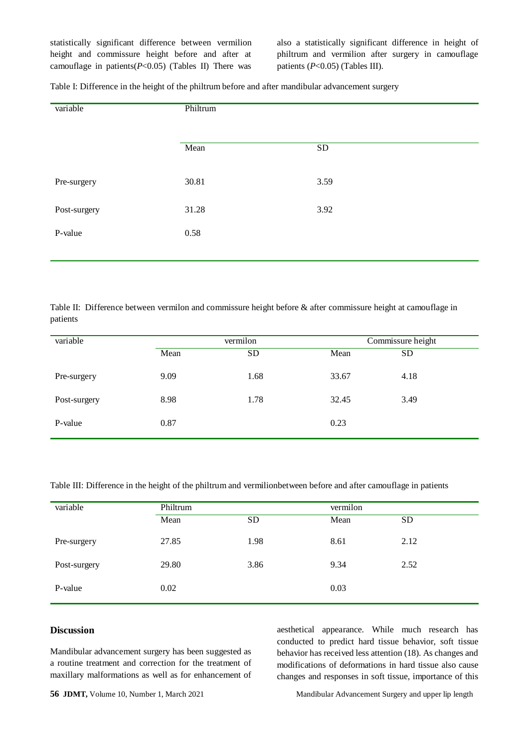statistically significant difference between vermilion height and commissure height before and after at camouflage in patients($P$<0.05) (Tables II) There was also a statistically significant difference in height of philtrum and vermilion after surgery in camouflage patients ($P$<0.05) (Tables III).

Table I: Difference in the height of the philtrum before and after mandibular advancement surgery

| variable | Philtrum | |
|---|---|---|
| | Mean | SD |
| Pre-surgery | 30.81 | 3.59 |
| Post-surgery | 31.28 | 3.92 |
| P-value | 0.58 | |

Table II: Difference between vermilon and commissure height before & after commissure height at camouflage in patients

| variable | vermilon | | Commissure height | |
|---|---|---|---|---|
| | Mean | SD | Mean | SD |
| Pre-surgery | 9.09 | 1.68 | 33.67 | 4.18 |
| Post-surgery | 8.98 | 1.78 | 32.45 | 3.49 |
| P-value | 0.87 | | 0.23 | |

Table III: Difference in the height of the philtrum and vermilionbetween before and after camouflage in patients

| variable | Philtrum | | vermilon | |
|---|---|---|---|---|
| | Mean | SD | Mean | SD |
| Pre-surgery | 27.85 | 1.98 | 8.61 | 2.12 |
| Post-surgery | 29.80 | 3.86 | 9.34 | 2.52 |
| P-value | 0.02 | | 0.03 | |

## Discussion

Mandibular advancement surgery has been suggested as a routine treatment and correction for the treatment of maxillary malformations as well as for enhancement of aesthetical appearance. While much research has conducted to predict hard tissue behavior, soft tissue behavior has received less attention (18). As changes and modifications of deformations in hard tissue also cause changes and responses in soft tissue, importance of this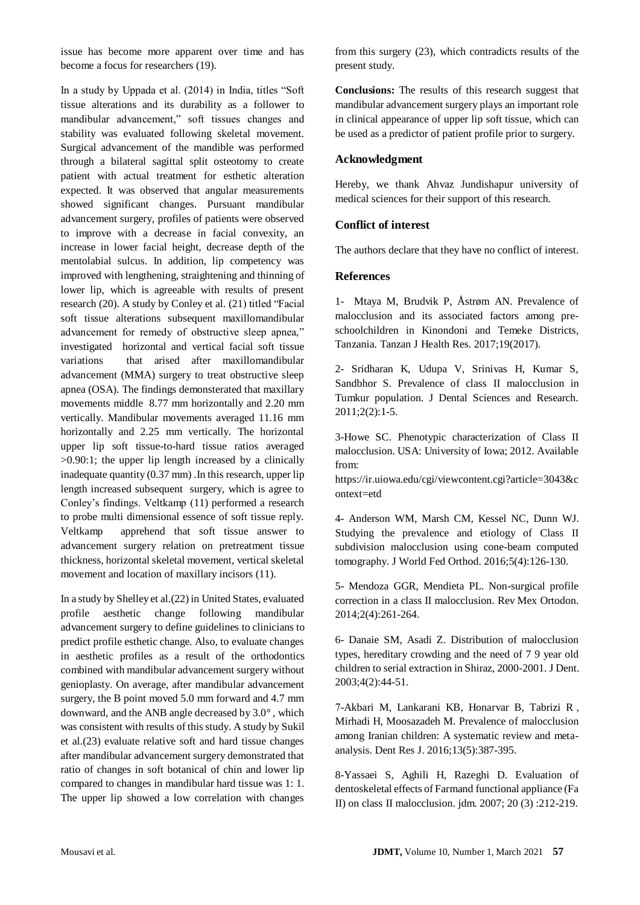issue has become more apparent over time and has become a focus for researchers (19).

In a study by Uppada et al. (2014) in India, titles "Soft tissue alterations and its durability as a follower to mandibular advancement," soft tissues changes and stability was evaluated following skeletal movement. Surgical advancement of the mandible was performed through a bilateral sagittal split osteotomy to create patient with actual treatment for esthetic alteration expected. It was observed that angular measurements showed significant changes. Pursuant mandibular advancement surgery, profiles of patients were observed to improve with a decrease in facial convexity, an increase in lower facial height, decrease depth of the mentolabial sulcus. In addition, lip competency was improved with lengthening, straightening and thinning of lower lip, which is agreeable with results of present research (20). A study by Conley et al. (21) titled "Facial soft tissue alterations subsequent maxillomandibular advancement for remedy of obstructive sleep apnea," investigated horizontal and vertical facial soft tissue variations that arised after maxillomandibular advancement (MMA) surgery to treat obstructive sleep apnea (OSA). The findings demonsterated that maxillary movements middle 8.77 mm horizontally and 2.20 mm vertically. Mandibular movements averaged 11.16 mm horizontally and 2.25 mm vertically. The horizontal upper lip soft tissue-to-hard tissue ratios averaged >0.90:1; the upper lip length increased by a clinically inadequate quantity (0.37 mm) .In this research, upper lip length increased subsequent surgery, which is agree to Conley's findings. Veltkamp (11) performed a research to probe multi dimensional essence of soft tissue reply. Veltkamp apprehend that soft tissue answer to advancement surgery relation on pretreatment tissue thickness, horizontal skeletal movement, vertical skeletal movement and location of maxillary incisors (11).

In a study by Shelley et al.(22) in United States, evaluated profile aesthetic change following mandibular advancement surgery to define guidelines to clinicians to predict profile esthetic change. Also, to evaluate changes in aesthetic profiles as a result of the orthodontics combined with mandibular advancement surgery without genioplasty. On average, after mandibular advancement surgery, the B point moved 5.0 mm forward and 4.7 mm downward, and the ANB angle decreased by 3.0°, which was consistent with results of this study. A study by Sukil et al.(23) evaluate relative soft and hard tissue changes after mandibular advancement surgery demonstrated that ratio of changes in soft botanical of chin and lower lip compared to changes in mandibular hard tissue was 1: 1. The upper lip showed a low correlation with changes from this surgery (23), which contradicts results of the present study.

**Conclusions:** The results of this research suggest that mandibular advancement surgery plays an important role in clinical appearance of upper lip soft tissue, which can be used as a predictor of patient profile prior to surgery.

## Acknowledgment

Hereby, we thank Ahvaz Jundishapur university of medical sciences for their support of this research.

## Conflict of interest

The authors declare that they have no conflict of interest.

## References

1- Mtaya M, Brudvik P, Åstrøm AN. Prevalence of malocclusion and its associated factors among pre-schoolchildren in Kinondoni and Temeke Districts, Tanzania. Tanzan J Health Res. 2017;19(2017).

2- Sridharan K, Udupa V, Srinivas H, Kumar S, Sandbhor S. Prevalence of class II malocclusion in Tumkur population. J Dental Sciences and Research. 2011;2(2):1-5.

3-Howe SC. Phenotypic characterization of Class II malocclusion. USA: University of Iowa; 2012. Available from: https://ir.uiowa.edu/cgi/viewcontent.cgi?article=3043&context=etd

4- Anderson WM, Marsh CM, Kessel NC, Dunn WJ. Studying the prevalence and etiology of Class II subdivision malocclusion using cone-beam computed tomography. J World Fed Orthod. 2016;5(4):126-130.

5- Mendoza GGR, Mendieta PL. Non-surgical profile correction in a class II malocclusion. Rev Mex Ortodon. 2014;2(4):261-264.

6- Danaie SM, Asadi Z. Distribution of malocclusion types, hereditary crowding and the need of 7 9 year old children to serial extraction in Shiraz, 2000-2001. J Dent. 2003;4(2):44-51.

7-Akbari M, Lankarani KB, Honarvar B, Tabrizi R , Mirhadi H, Moosazadeh M. Prevalence of malocclusion among Iranian children: A systematic review and meta-analysis. Dent Res J. 2016;13(5):387-395.

8-Yassaei S, Aghili H, Razeghi D. Evaluation of dentoskeletal effects of Farmand functional appliance (Fa II) on class II malocclusion. jdm. 2007; 20 (3) :212-219.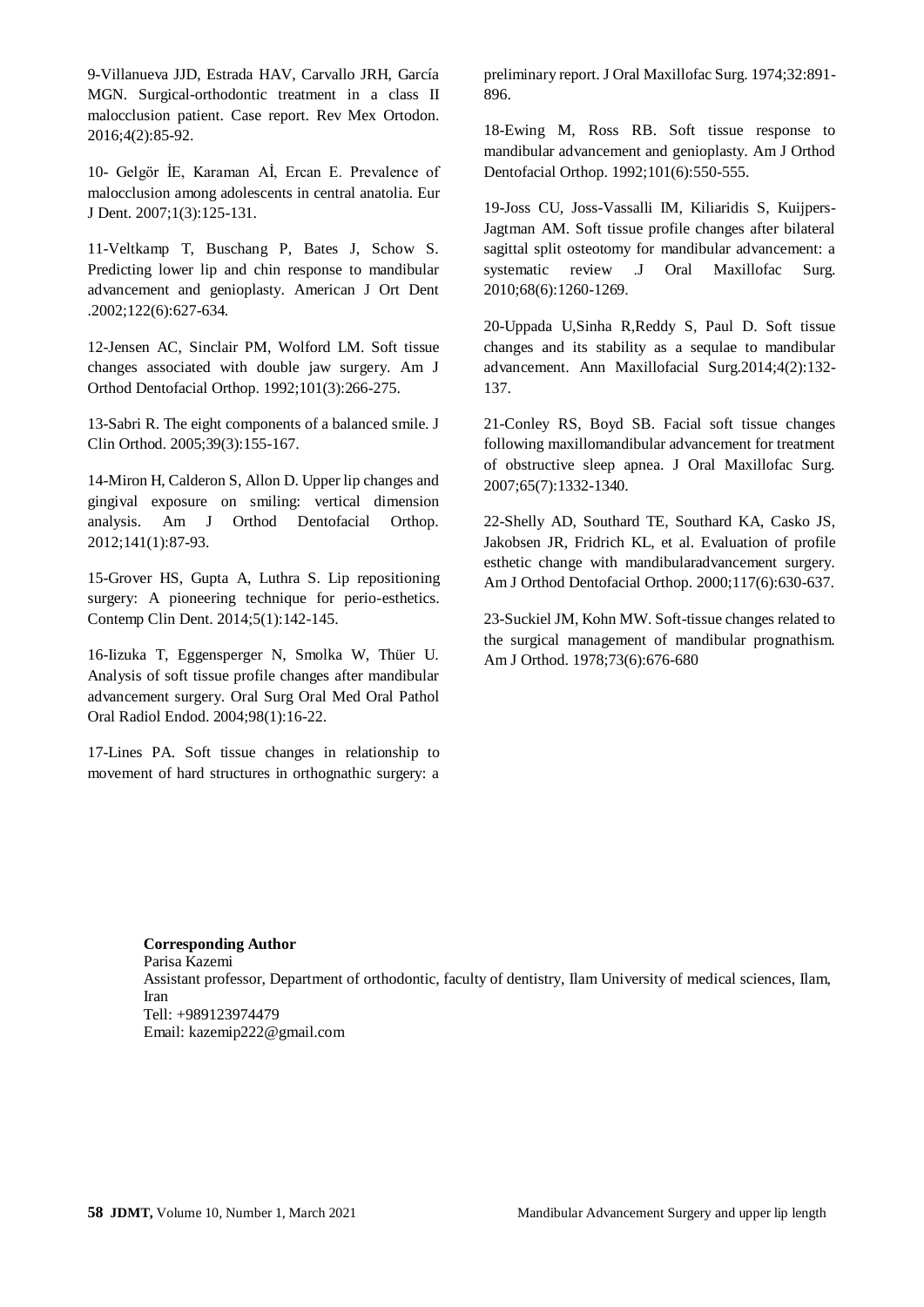9-Villanueva JJD, Estrada HAV, Carvallo JRH, García MGN. Surgical-orthodontic treatment in a class II malocclusion patient. Case report. Rev Mex Ortodon. 2016;4(2):85-92.

10- Gelgör İE, Karaman Aİ, Ercan E. Prevalence of malocclusion among adolescents in central anatolia. Eur J Dent. 2007;1(3):125-131.

11-Veltkamp T, Buschang P, Bates J, Schow S. Predicting lower lip and chin response to mandibular advancement and genioplasty. American J Ort Dent .2002;122(6):627-634.

12-Jensen AC, Sinclair PM, Wolford LM. Soft tissue changes associated with double jaw surgery. Am J Orthod Dentofacial Orthop. 1992;101(3):266-275.

13-Sabri R. The eight components of a balanced smile. J Clin Orthod. 2005;39(3):155-167.

14-Miron H, Calderon S, Allon D. Upper lip changes and gingival exposure on smiling: vertical dimension analysis. Am J Orthod Dentofacial Orthop. 2012;141(1):87-93.

15-Grover HS, Gupta A, Luthra S. Lip repositioning surgery: A pioneering technique for perio-esthetics. Contemp Clin Dent. 2014;5(1):142-145.

16-Iizuka T, Eggensperger N, Smolka W, Thüer U. Analysis of soft tissue profile changes after mandibular advancement surgery. Oral Surg Oral Med Oral Pathol Oral Radiol Endod. 2004;98(1):16-22.

17-Lines PA. Soft tissue changes in relationship to movement of hard structures in orthognathic surgery: a preliminary report. J Oral Maxillofac Surg. 1974;32:891-896.

18-Ewing M, Ross RB. Soft tissue response to mandibular advancement and genioplasty. Am J Orthod Dentofacial Orthop. 1992;101(6):550-555.

19-Joss CU, Joss-Vassalli IM, Kiliaridis S, Kuijpers-Jagtman AM. Soft tissue profile changes after bilateral sagittal split osteotomy for mandibular advancement: a systematic review .J Oral Maxillofac Surg. 2010;68(6):1260-1269.

20-Uppada U,Sinha R,Reddy S, Paul D. Soft tissue changes and its stability as a sequlae to mandibular advancement. Ann Maxillofacial Surg.2014;4(2):132-137.

21-Conley RS, Boyd SB. Facial soft tissue changes following maxillomandibular advancement for treatment of obstructive sleep apnea. J Oral Maxillofac Surg. 2007;65(7):1332-1340.

22-Shelly AD, Southard TE, Southard KA, Casko JS, Jakobsen JR, Fridrich KL, et al. Evaluation of profile esthetic change with mandibularadvancement surgery. Am J Orthod Dentofacial Orthop. 2000;117(6):630-637.

23-Suckiel JM, Kohn MW. Soft-tissue changes related to the surgical management of mandibular prognathism. Am J Orthod. 1978;73(6):676-680

**Corresponding Author**
Parisa Kazemi
Assistant professor, Department of orthodontic, faculty of dentistry, Ilam University of medical sciences, Ilam, Iran
Tell: +989123974479
Email: kazemip222@gmail.com